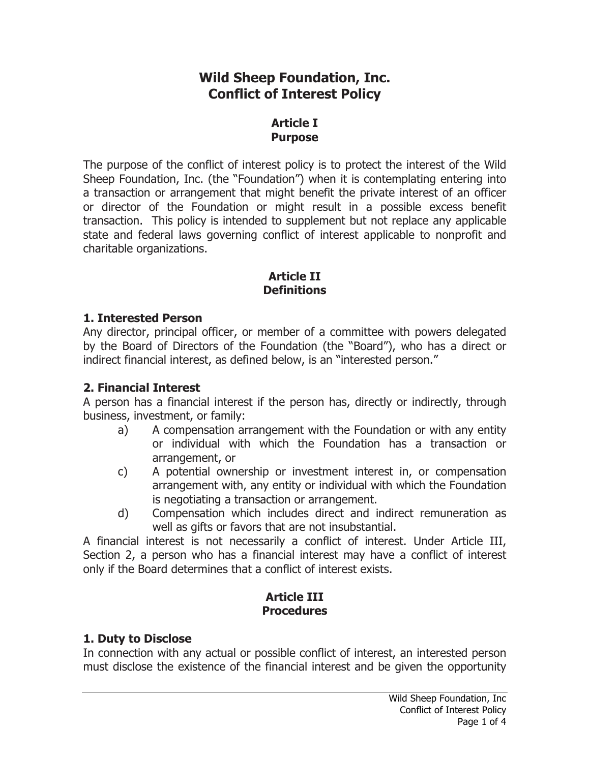# Wild Sheep Foundation, Inc.
# Conflict of Interest Policy

## Article I
## Purpose

The purpose of the conflict of interest policy is to protect the interest of the Wild Sheep Foundation, Inc. (the "Foundation") when it is contemplating entering into a transaction or arrangement that might benefit the private interest of an officer or director of the Foundation or might result in a possible excess benefit transaction. This policy is intended to supplement but not replace any applicable state and federal laws governing conflict of interest applicable to nonprofit and charitable organizations.

## Article II
## Definitions

### 1. Interested Person

Any director, principal officer, or member of a committee with powers delegated by the Board of Directors of the Foundation (the "Board"), who has a direct or indirect financial interest, as defined below, is an "interested person."

### 2. Financial Interest

A person has a financial interest if the person has, directly or indirectly, through business, investment, or family:

a) A compensation arrangement with the Foundation or with any entity or individual with which the Foundation has a transaction or arrangement, or

c) A potential ownership or investment interest in, or compensation arrangement with, any entity or individual with which the Foundation is negotiating a transaction or arrangement.

d) Compensation which includes direct and indirect remuneration as well as gifts or favors that are not insubstantial.

A financial interest is not necessarily a conflict of interest. Under Article III, Section 2, a person who has a financial interest may have a conflict of interest only if the Board determines that a conflict of interest exists.

## Article III
## Procedures

### 1. Duty to Disclose

In connection with any actual or possible conflict of interest, an interested person must disclose the existence of the financial interest and be given the opportunity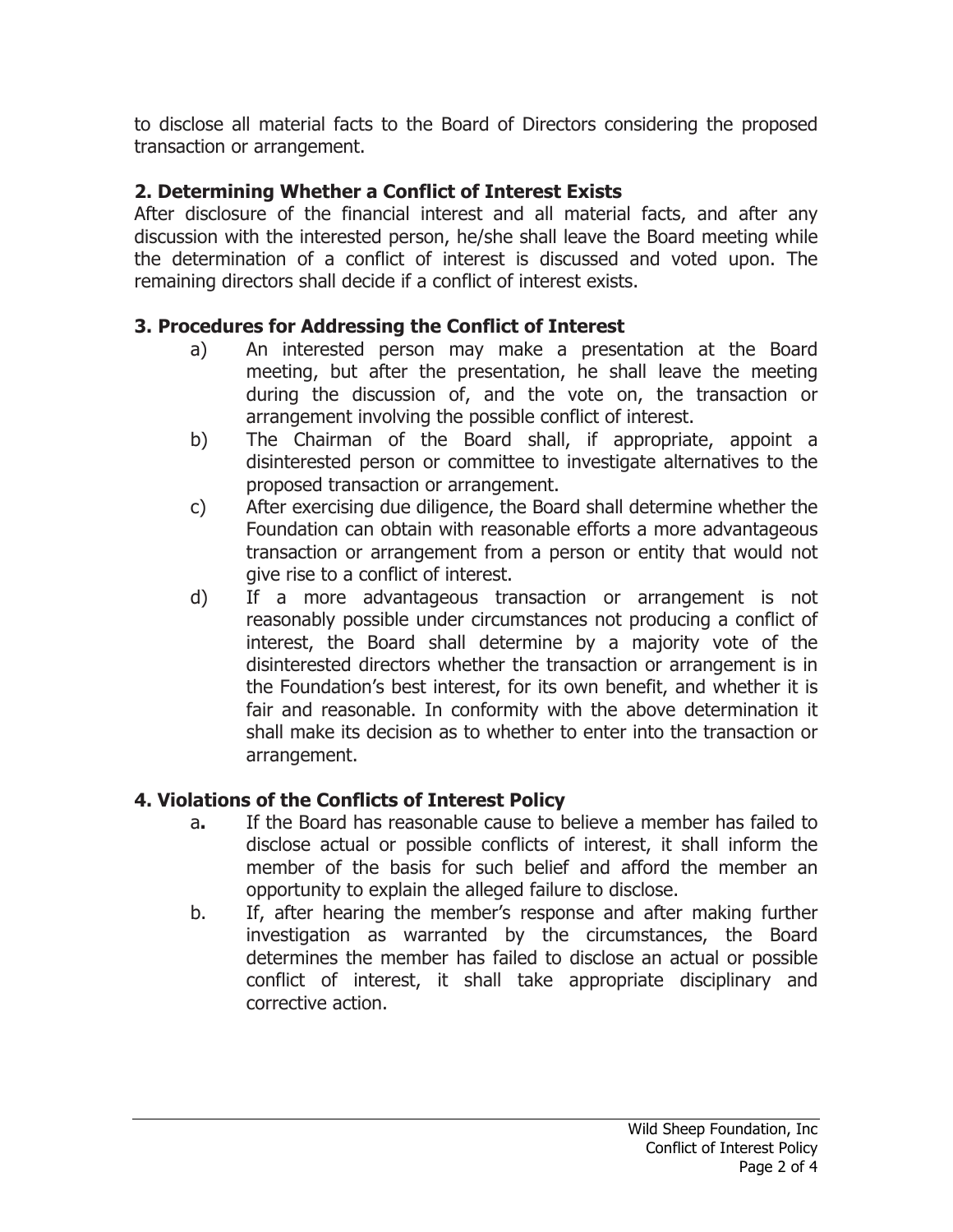to disclose all material facts to the Board of Directors considering the proposed transaction or arrangement.

## 2. Determining Whether a Conflict of Interest Exists

After disclosure of the financial interest and all material facts, and after any discussion with the interested person, he/she shall leave the Board meeting while the determination of a conflict of interest is discussed and voted upon. The remaining directors shall decide if a conflict of interest exists.

## 3. Procedures for Addressing the Conflict of Interest

a) An interested person may make a presentation at the Board meeting, but after the presentation, he shall leave the meeting during the discussion of, and the vote on, the transaction or arrangement involving the possible conflict of interest.

b) The Chairman of the Board shall, if appropriate, appoint a disinterested person or committee to investigate alternatives to the proposed transaction or arrangement.

c) After exercising due diligence, the Board shall determine whether the Foundation can obtain with reasonable efforts a more advantageous transaction or arrangement from a person or entity that would not give rise to a conflict of interest.

d) If a more advantageous transaction or arrangement is not reasonably possible under circumstances not producing a conflict of interest, the Board shall determine by a majority vote of the disinterested directors whether the transaction or arrangement is in the Foundation's best interest, for its own benefit, and whether it is fair and reasonable. In conformity with the above determination it shall make its decision as to whether to enter into the transaction or arrangement.

## 4. Violations of the Conflicts of Interest Policy

a. If the Board has reasonable cause to believe a member has failed to disclose actual or possible conflicts of interest, it shall inform the member of the basis for such belief and afford the member an opportunity to explain the alleged failure to disclose.

b. If, after hearing the member's response and after making further investigation as warranted by the circumstances, the Board determines the member has failed to disclose an actual or possible conflict of interest, it shall take appropriate disciplinary and corrective action.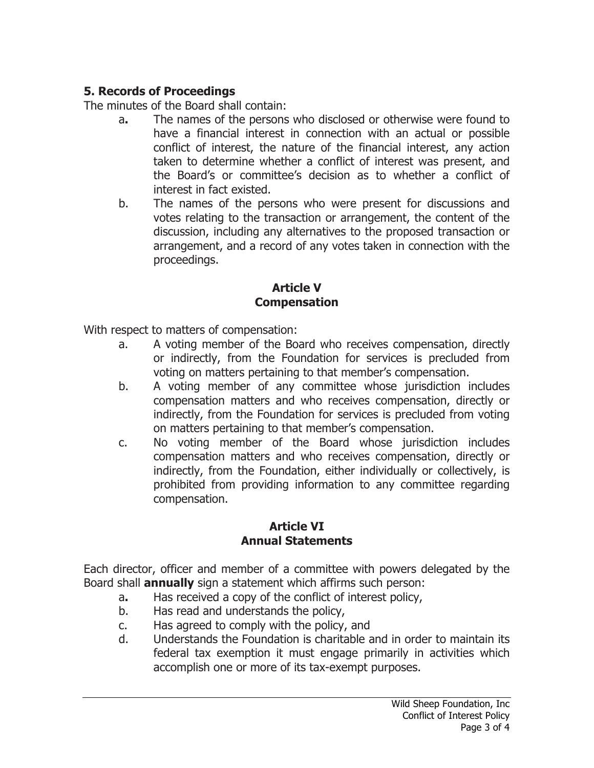### 5. Records of Proceedings

The minutes of the Board shall contain:

a. The names of the persons who disclosed or otherwise were found to have a financial interest in connection with an actual or possible conflict of interest, the nature of the financial interest, any action taken to determine whether a conflict of interest was present, and the Board's or committee's decision as to whether a conflict of interest in fact existed.

b. The names of the persons who were present for discussions and votes relating to the transaction or arrangement, the content of the discussion, including any alternatives to the proposed transaction or arrangement, and a record of any votes taken in connection with the proceedings.

## Article V
## Compensation

With respect to matters of compensation:

a. A voting member of the Board who receives compensation, directly or indirectly, from the Foundation for services is precluded from voting on matters pertaining to that member's compensation.

b. A voting member of any committee whose jurisdiction includes compensation matters and who receives compensation, directly or indirectly, from the Foundation for services is precluded from voting on matters pertaining to that member's compensation.

c. No voting member of the Board whose jurisdiction includes compensation matters and who receives compensation, directly or indirectly, from the Foundation, either individually or collectively, is prohibited from providing information to any committee regarding compensation.

## Article VI
## Annual Statements

Each director, officer and member of a committee with powers delegated by the Board shall **annually** sign a statement which affirms such person:

a. Has received a copy of the conflict of interest policy,

b. Has read and understands the policy,

c. Has agreed to comply with the policy, and

d. Understands the Foundation is charitable and in order to maintain its federal tax exemption it must engage primarily in activities which accomplish one or more of its tax-exempt purposes.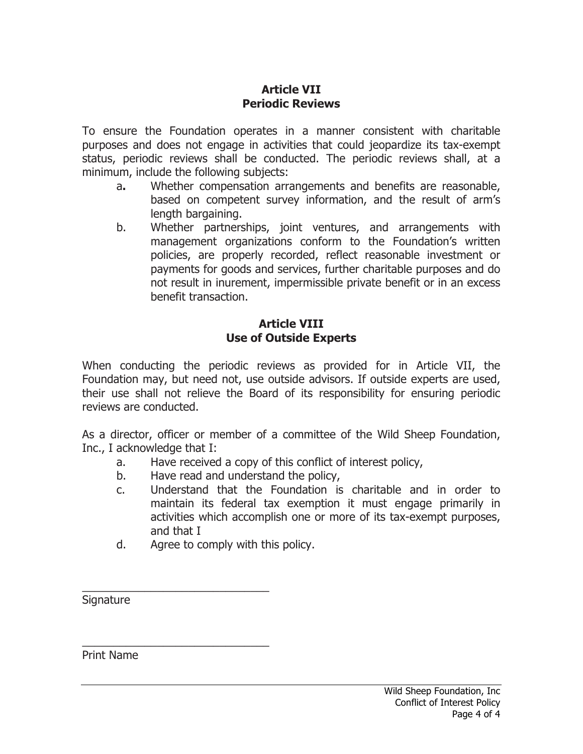## Article VII
## Periodic Reviews

To ensure the Foundation operates in a manner consistent with charitable purposes and does not engage in activities that could jeopardize its tax-exempt status, periodic reviews shall be conducted. The periodic reviews shall, at a minimum, include the following subjects:

a. Whether compensation arrangements and benefits are reasonable, based on competent survey information, and the result of arm's length bargaining.

b. Whether partnerships, joint ventures, and arrangements with management organizations conform to the Foundation's written policies, are properly recorded, reflect reasonable investment or payments for goods and services, further charitable purposes and do not result in inurement, impermissible private benefit or in an excess benefit transaction.

## Article VIII
## Use of Outside Experts

When conducting the periodic reviews as provided for in Article VII, the Foundation may, but need not, use outside advisors. If outside experts are used, their use shall not relieve the Board of its responsibility for ensuring periodic reviews are conducted.

As a director, officer or member of a committee of the Wild Sheep Foundation, Inc., I acknowledge that I:

a. Have received a copy of this conflict of interest policy,

b. Have read and understand the policy,

c. Understand that the Foundation is charitable and in order to maintain its federal tax exemption it must engage primarily in activities which accomplish one or more of its tax-exempt purposes, and that I

d. Agree to comply with this policy.

______________________________
Signature

______________________________
Print Name